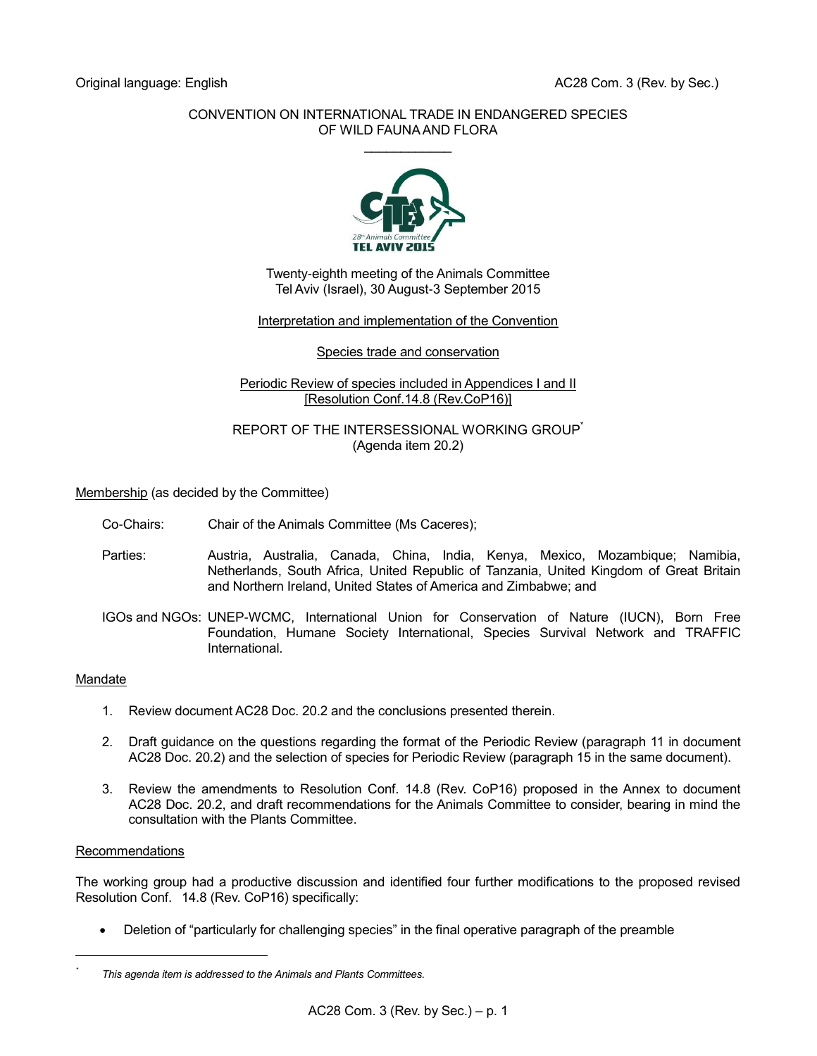Original language: English

AC28 Com. 3 (Rev. by Sec.)

CONVENTION ON INTERNATIONAL TRADE IN ENDANGERED SPECIES OF WILD FAUNA AND FLORA

\_\_\_\_\_\_\_\_\_\_\_\_\_\_\_\_\_\_\_\_

Twenty-eighth meeting of the Animals Committee
Tel Aviv (Israel), 30 August-3 September 2015

Interpretation and implementation of the Convention

Species trade and conservation

Periodic Review of species included in Appendices I and II
[Resolution Conf.14.8 (Rev.CoP16)]

REPORT OF THE INTERSESSIONAL WORKING GROUP*
(Agenda item 20.2)

Membership (as decided by the Committee)

Co-Chairs: Chair of the Animals Committee (Ms Caceres);

Parties: Austria, Australia, Canada, China, India, Kenya, Mexico, Mozambique; Namibia, Netherlands, South Africa, United Republic of Tanzania, United Kingdom of Great Britain and Northern Ireland, United States of America and Zimbabwe; and

IGOs and NGOs: UNEP-WCMC, International Union for Conservation of Nature (IUCN), Born Free Foundation, Humane Society International, Species Survival Network and TRAFFIC International.

Mandate

1. Review document AC28 Doc. 20.2 and the conclusions presented therein.
2. Draft guidance on the questions regarding the format of the Periodic Review (paragraph 11 in document AC28 Doc. 20.2) and the selection of species for Periodic Review (paragraph 15 in the same document).
3. Review the amendments to Resolution Conf. 14.8 (Rev. CoP16) proposed in the Annex to document AC28 Doc. 20.2, and draft recommendations for the Animals Committee to consider, bearing in mind the consultation with the Plants Committee.

Recommendations

The working group had a productive discussion and identified four further modifications to the proposed revised Resolution Conf. 14.8 (Rev. CoP16) specifically:

- Deletion of "particularly for challenging species" in the final operative paragraph of the preamble

\* *This agenda item is addressed to the Animals and Plants Committees.*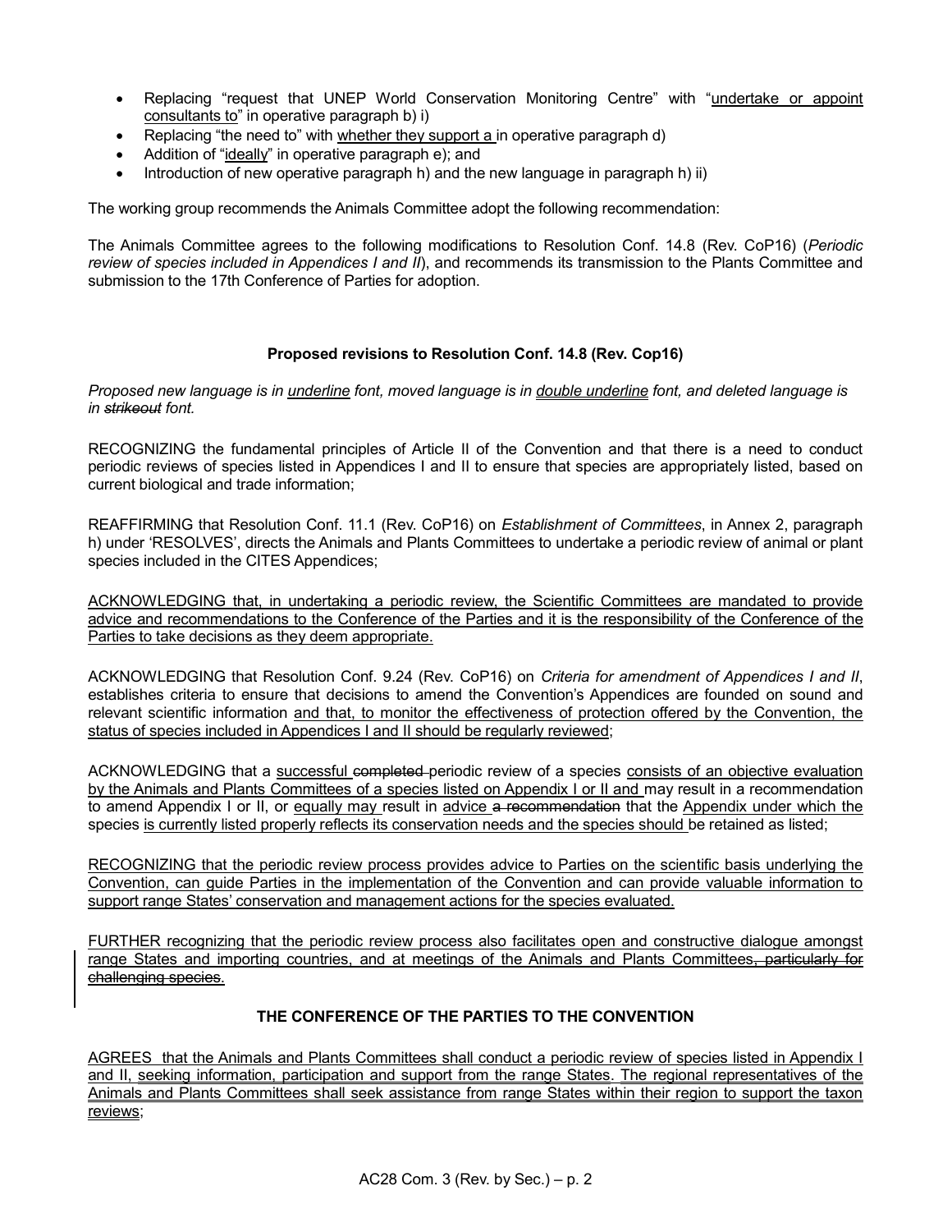- Replacing "request that UNEP World Conservation Monitoring Centre" with "<u>undertake or appoint consultants to</u>" in operative paragraph b) i)
- Replacing "the need to" with <u>whether they support a</u> in operative paragraph d)
- Addition of "<u>ideally</u>" in operative paragraph e); and
- Introduction of new operative paragraph h) and the new language in paragraph h) ii)

The working group recommends the Animals Committee adopt the following recommendation:

The Animals Committee agrees to the following modifications to Resolution Conf. 14.8 (Rev. CoP16) (*Periodic review of species included in Appendices I and II*), and recommends its transmission to the Plants Committee and submission to the 17th Conference of Parties for adoption.

**Proposed revisions to Resolution Conf. 14.8 (Rev. Cop16)**

*Proposed new language is in <u>underline</u> font, moved language is in <u>double underline</u> font, and deleted language is in ~~strikeout~~ font.*

RECOGNIZING the fundamental principles of Article II of the Convention and that there is a need to conduct periodic reviews of species listed in Appendices I and II to ensure that species are appropriately listed, based on current biological and trade information;

REAFFIRMING that Resolution Conf. 11.1 (Rev. CoP16) on *Establishment of Committees*, in Annex 2, paragraph h) under 'RESOLVES', directs the Animals and Plants Committees to undertake a periodic review of animal or plant species included in the CITES Appendices;

<u>ACKNOWLEDGING that, in undertaking a periodic review, the Scientific Committees are mandated to provide advice and recommendations to the Conference of the Parties and it is the responsibility of the Conference of the Parties to take decisions as they deem appropriate.</u>

ACKNOWLEDGING that Resolution Conf. 9.24 (Rev. CoP16) on *Criteria for amendment of Appendices I and II*, establishes criteria to ensure that decisions to amend the Convention's Appendices are founded on sound and relevant scientific information <u>and that, to monitor the effectiveness of protection offered by the Convention, the status of species included in Appendices I and II should be regularly reviewed</u>;

ACKNOWLEDGING that a <u>successful</u> ~~completed~~ periodic review of a species <u>consists of an objective evaluation by the Animals and Plants Committees of a species listed on Appendix I or II and</u> may result in a recommendation to amend Appendix I or II, or <u>equally may</u> result in <u>advice</u> ~~a recommendation~~ that the <u>Appendix under which the</u> species <u>is currently listed properly reflects its conservation needs and the species should</u> be retained as listed;

<u>RECOGNIZING that the periodic review process provides advice to Parties on the scientific basis underlying the Convention, can guide Parties in the implementation of the Convention and can provide valuable information to support range States' conservation and management actions for the species evaluated.</u>

<u>FURTHER recognizing that the periodic review process also facilitates open and constructive dialogue amongst range States and importing countries, and at meetings of the Animals and Plants Committees</u>~~, particularly for challenging species~~<u>.</u>

**THE CONFERENCE OF THE PARTIES TO THE CONVENTION**

<u>AGREES that the Animals and Plants Committees shall conduct a periodic review of species listed in Appendix I and II, seeking information, participation and support from the range States. The regional representatives of the Animals and Plants Committees shall seek assistance from range States within their region to support the taxon reviews</u>;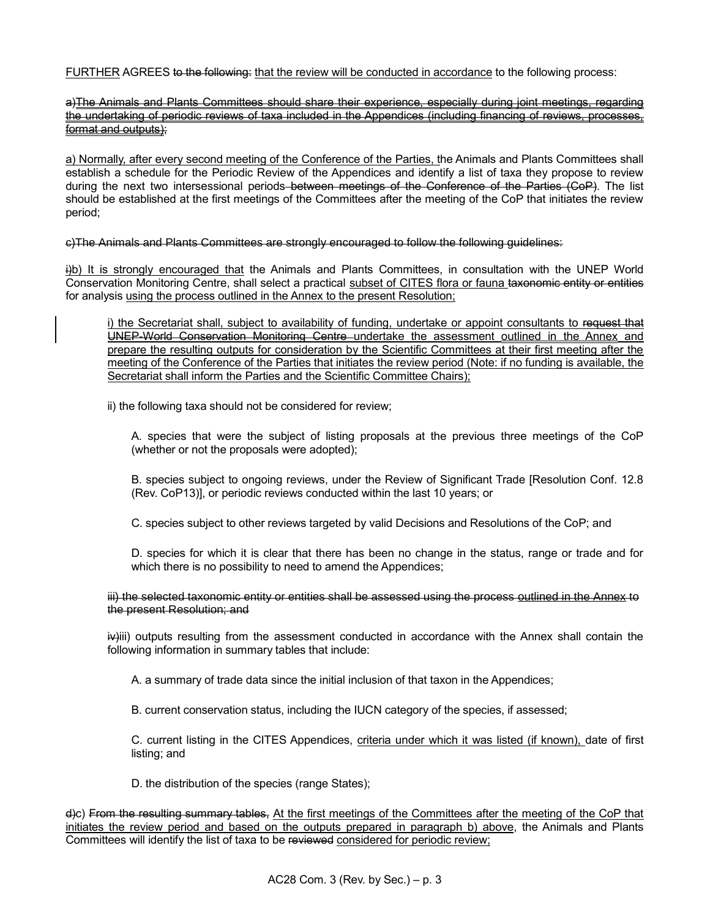<u>FURTHER</u> AGREES ~~to the following:~~ <u>that the review will be conducted in accordance</u> to the following process:

~~a)~~<u>~~The Animals and Plants Committees should share their experience, especially during joint meetings, regarding the undertaking of periodic reviews of taxa included in the Appendices (including financing of reviews, processes, format and outputs)~~</u>~~;~~

<u>a) Normally, after every second meeting of the Conference of the Parties, t</u>he Animals and Plants Committees shall establish a schedule for the Periodic Review of the Appendices and identify a list of taxa they propose to review during the next two intersessional periods~~ between meetings of the Conference of the Parties (CoP)~~. The list should be established at the first meetings of the Committees after the meeting of the CoP that initiates the review period;

~~c)The Animals and Plants Committees are strongly encouraged to follow the following guidelines:~~

~~i)~~<u>b) It is strongly encouraged that</u> the Animals and Plants Committees, in consultation with the UNEP World Conservation Monitoring Centre, shall select a practical <u>subset of CITES flora or fauna</u> ~~taxonomic entity or entities~~ for analysis <u>using the process outlined in the Annex to the present Resolution;</u>

> <u>i) the Secretariat shall, subject to availability of funding, undertake or appoint consultants to</u> ~~request that UNEP-World Conservation Monitoring Centre~~ <u>undertake the assessment outlined in the Annex and prepare the resulting outputs for consideration by the Scientific Committees at their first meeting after the meeting of the Conference of the Parties that initiates the review period (Note: if no funding is available, the Secretariat shall inform the Parties and the Scientific Committee Chairs);</u>
>
> ii) the following taxa should not be considered for review;
>
> > A. species that were the subject of listing proposals at the previous three meetings of the CoP (whether or not the proposals were adopted);
> >
> > B. species subject to ongoing reviews, under the Review of Significant Trade [Resolution Conf. 12.8 (Rev. CoP13)], or periodic reviews conducted within the last 10 years; or
> >
> > C. species subject to other reviews targeted by valid Decisions and Resolutions of the CoP; and
> >
> > D. species for which it is clear that there has been no change in the status, range or trade and for which there is no possibility to need to amend the Appendices;
>
> ~~iii) the selected taxonomic entity or entities shall be assessed using the process~~ <u>~~outlined in the Annex~~</u> ~~to the present Resolution; and~~
>
> ~~iv)~~iii) outputs resulting from the assessment conducted in accordance with the Annex shall contain the following information in summary tables that include:
>
> > A. a summary of trade data since the initial inclusion of that taxon in the Appendices;
> >
> > B. current conservation status, including the IUCN category of the species, if assessed;
> >
> > C. current listing in the CITES Appendices, <u>criteria under which it was listed (if known),</u> date of first listing; and
> >
> > D. the distribution of the species (range States);

~~d)~~c) ~~From the resulting summary tables,~~ <u>At the first meetings of the Committees after the meeting of the CoP that initiates the review period and based on the outputs prepared in paragraph b) above</u>, the Animals and Plants Committees will identify the list of taxa to be ~~reviewed~~ <u>considered for periodic review;</u>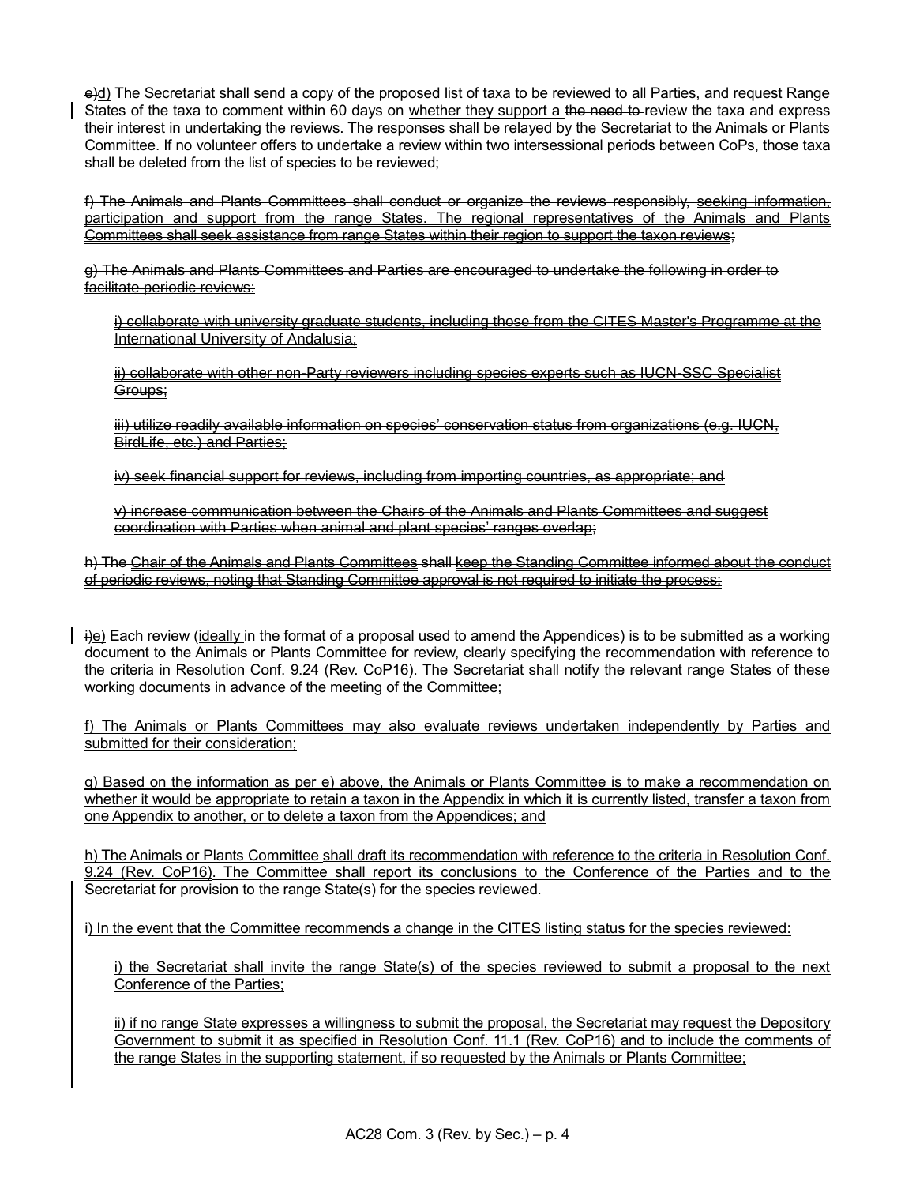~~e)~~d) The Secretariat shall send a copy of the proposed list of taxa to be reviewed to all Parties, and request Range States of the taxa to comment within 60 days on whether they support a ~~the need to~~ review the taxa and express their interest in undertaking the reviews. The responses shall be relayed by the Secretariat to the Animals or Plants Committee. If no volunteer offers to undertake a review within two intersessional periods between CoPs, those taxa shall be deleted from the list of species to be reviewed;

~~f) The Animals and Plants Committees shall conduct or organize the reviews responsibly, seeking information, participation and support from the range States. The regional representatives of the Animals and Plants Committees shall seek assistance from range States within their region to support the taxon reviews;~~

~~g) The Animals and Plants Committees and Parties are encouraged to undertake the following in order to facilitate periodic reviews:~~

~~i) collaborate with university graduate students, including those from the CITES Master's Programme at the International University of Andalusia;~~

~~ii) collaborate with other non-Party reviewers including species experts such as IUCN-SSC Specialist Groups;~~

~~iii) utilize readily available information on species' conservation status from organizations (e.g. IUCN, BirdLife, etc.) and Parties;~~

~~iv) seek financial support for reviews, including from importing countries, as appropriate; and~~

~~v) increase communication between the Chairs of the Animals and Plants Committees and suggest coordination with Parties when animal and plant species' ranges overlap;~~

~~h) The Chair of the Animals and Plants Committees shall keep the Standing Committee informed about the conduct of periodic reviews, noting that Standing Committee approval is not required to initiate the process;~~

~~i)~~e) Each review (ideally in the format of a proposal used to amend the Appendices) is to be submitted as a working document to the Animals or Plants Committee for review, clearly specifying the recommendation with reference to the criteria in Resolution Conf. 9.24 (Rev. CoP16). The Secretariat shall notify the relevant range States of these working documents in advance of the meeting of the Committee;

f) The Animals or Plants Committees may also evaluate reviews undertaken independently by Parties and submitted for their consideration;

g) Based on the information as per e) above, the Animals or Plants Committee is to make a recommendation on whether it would be appropriate to retain a taxon in the Appendix in which it is currently listed, transfer a taxon from one Appendix to another, or to delete a taxon from the Appendices; and

h) The Animals or Plants Committee shall draft its recommendation with reference to the criteria in Resolution Conf. 9.24 (Rev. CoP16). The Committee shall report its conclusions to the Conference of the Parties and to the Secretariat for provision to the range State(s) for the species reviewed.

i) In the event that the Committee recommends a change in the CITES listing status for the species reviewed:

i) the Secretariat shall invite the range State(s) of the species reviewed to submit a proposal to the next Conference of the Parties;

ii) if no range State expresses a willingness to submit the proposal, the Secretariat may request the Depository Government to submit it as specified in Resolution Conf. 11.1 (Rev. CoP16) and to include the comments of the range States in the supporting statement, if so requested by the Animals or Plants Committee;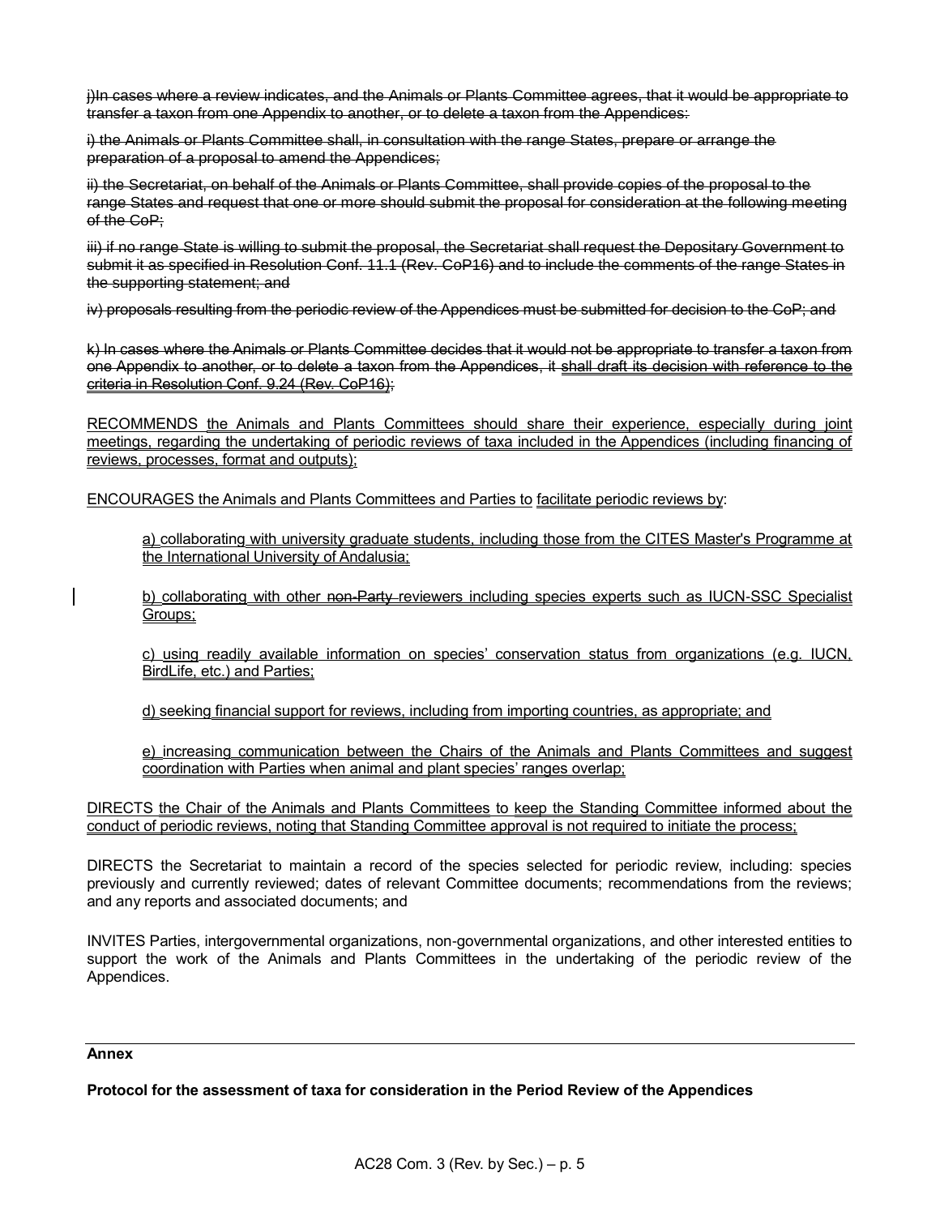~~j)In cases where a review indicates, and the Animals or Plants Committee agrees, that it would be appropriate to transfer a taxon from one Appendix to another, or to delete a taxon from the Appendices:~~

~~i) the Animals or Plants Committee shall, in consultation with the range States, prepare or arrange the preparation of a proposal to amend the Appendices;~~

~~ii) the Secretariat, on behalf of the Animals or Plants Committee, shall provide copies of the proposal to the range States and request that one or more should submit the proposal for consideration at the following meeting of the CoP;~~

~~iii) if no range State is willing to submit the proposal, the Secretariat shall request the Depositary Government to submit it as specified in Resolution Conf. 11.1 (Rev. CoP16) and to include the comments of the range States in the supporting statement; and~~

~~iv) proposals resulting from the periodic review of the Appendices must be submitted for decision to the CoP; and~~

~~k) In cases where the Animals or Plants Committee decides that it would not be appropriate to transfer a taxon from one Appendix to another, or to delete a taxon from the Appendices, it shall draft its decision with reference to the criteria in Resolution Conf. 9.24 (Rev. CoP16);~~

RECOMMENDS the Animals and Plants Committees should share their experience, especially during joint meetings, regarding the undertaking of periodic reviews of taxa included in the Appendices (including financing of reviews, processes, format and outputs);

ENCOURAGES the Animals and Plants Committees and Parties to facilitate periodic reviews by:

> a) collaborating with university graduate students, including those from the CITES Master's Programme at the International University of Andalusia;
>
> b) collaborating with other ~~non-Party~~ reviewers including species experts such as IUCN-SSC Specialist Groups;
>
> c) using readily available information on species' conservation status from organizations (e.g. IUCN, BirdLife, etc.) and Parties;
>
> d) seeking financial support for reviews, including from importing countries, as appropriate; and
>
> e) increasing communication between the Chairs of the Animals and Plants Committees and suggest coordination with Parties when animal and plant species' ranges overlap;

DIRECTS the Chair of the Animals and Plants Committees to keep the Standing Committee informed about the conduct of periodic reviews, noting that Standing Committee approval is not required to initiate the process;

DIRECTS the Secretariat to maintain a record of the species selected for periodic review, including: species previously and currently reviewed; dates of relevant Committee documents; recommendations from the reviews; and any reports and associated documents; and

INVITES Parties, intergovernmental organizations, non-governmental organizations, and other interested entities to support the work of the Animals and Plants Committees in the undertaking of the periodic review of the Appendices.

---

**Annex**

**Protocol for the assessment of taxa for consideration in the Period Review of the Appendices**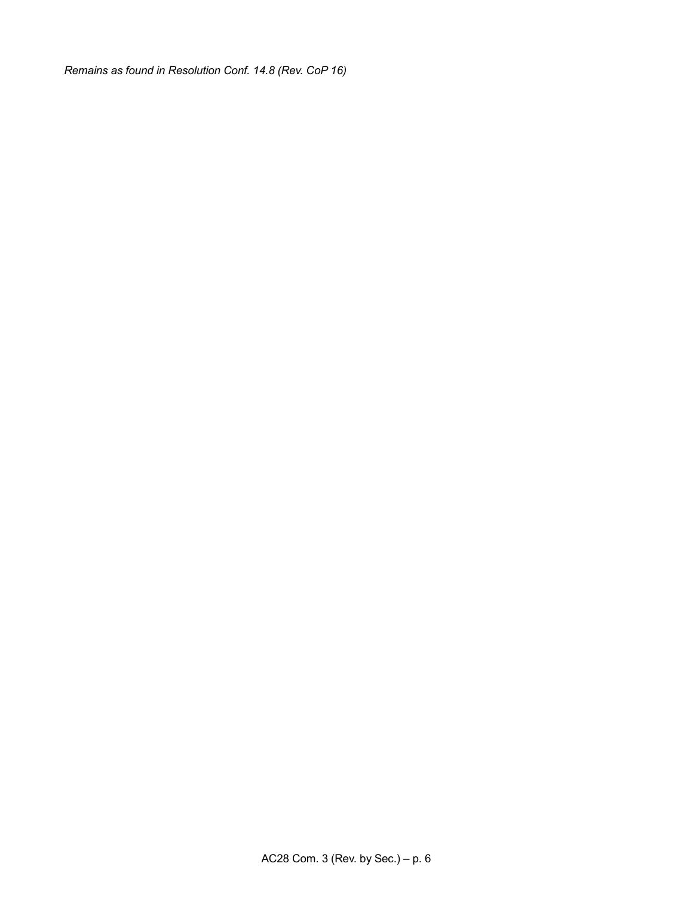*Remains as found in Resolution Conf. 14.8 (Rev. CoP 16)*